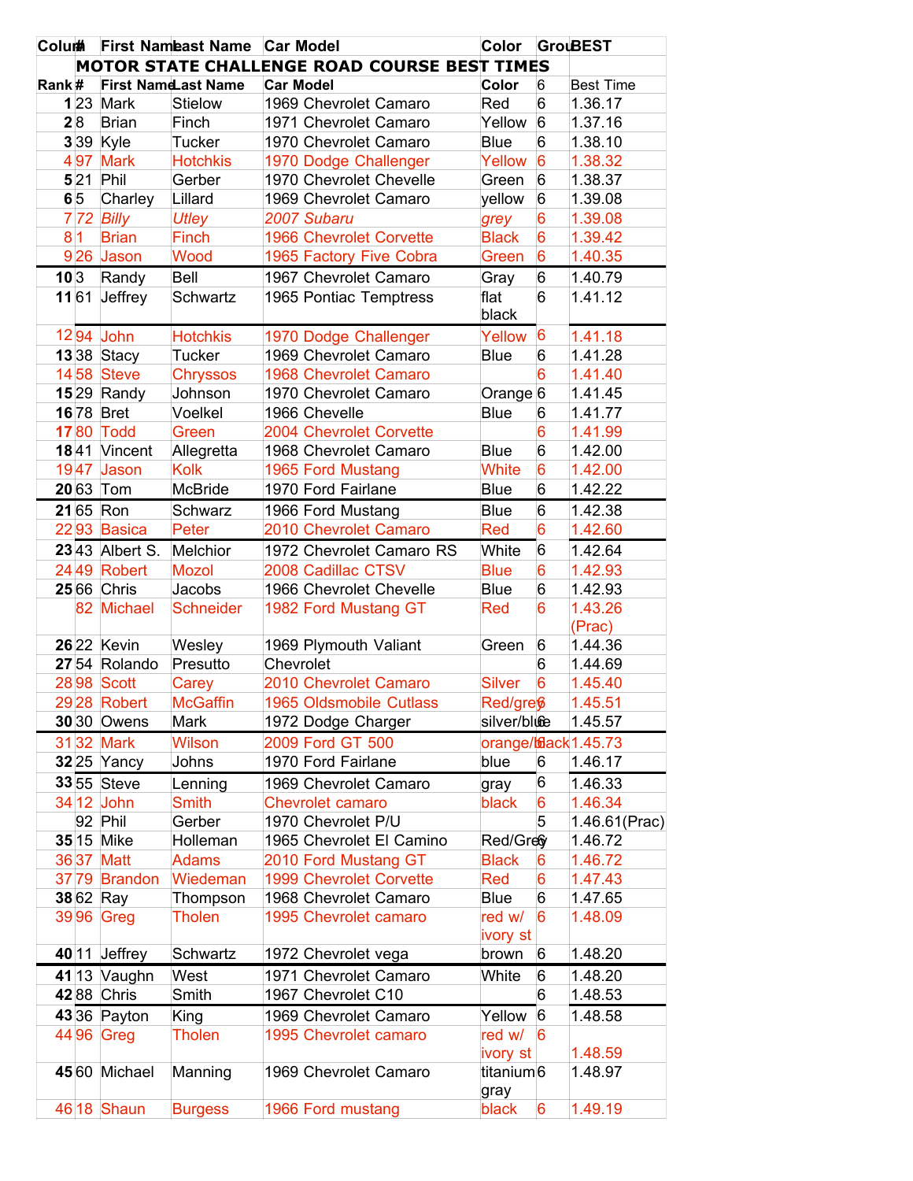| Colum | # | First Name | Last Name | Car Model | Color | Grou | BEST |
|---|---|---|---|---|---|---|---|
| | | **MOTOR STATE CHALLENGE ROAD COURSE BEST TIMES** | | | | | |
| **Rank** | **#** | **First Name** | **Last Name** | **Car Model** | **Color** | 6 | Best Time |
| **1** | 23 | Mark | Stielow | 1969 Chevrolet Camaro | Red | 6 | 1.36.17 |
| **2** | 8 | Brian | Finch | 1971 Chevrolet Camaro | Yellow | 6 | 1.37.16 |
| **3** | 39 | Kyle | Tucker | 1970 Chevrolet Camaro | Blue | 6 | 1.38.10 |
| 4 | 97 | Mark | Hotchkis | 1970 Dodge Challenger | Yellow | 6 | 1.38.32 |
| **5** | 21 | Phil | Gerber | 1970 Chevrolet Chevelle | Green | 6 | 1.38.37 |
| **6** | 5 | Charley | Lillard | 1969 Chevrolet Camaro | yellow | 6 | 1.39.08 |
| 7 | *72* | *Billy* | *Utley* | *2007 Subaru* | *grey* | 6 | 1.39.08 |
| 8 | 1 | Brian | Finch | 1966 Chevrolet Corvette | Black | 6 | 1.39.42 |
| 9 | 26 | Jason | Wood | 1965 Factory Five Cobra | Green | 6 | 1.40.35 |
| **10** | 3 | Randy | Bell | 1967 Chevrolet Camaro | Gray | 6 | 1.40.79 |
| **11** | 61 | Jeffrey | Schwartz | 1965 Pontiac Temptress | flat black | 6 | 1.41.12 |
| 12 | 94 | John | Hotchkis | 1970 Dodge Challenger | Yellow | 6 | 1.41.18 |
| **13** | 38 | Stacy | Tucker | 1969 Chevrolet Camaro | Blue | 6 | 1.41.28 |
| 14 | 58 | Steve | Chryssos | 1968 Chevrolet Camaro | | 6 | 1.41.40 |
| **15** | 29 | Randy | Johnson | 1970 Chevrolet Camaro | Orange | 6 | 1.41.45 |
| **16** | 78 | Bret | Voelkel | 1966 Chevelle | Blue | 6 | 1.41.77 |
| **17** | 80 | Todd | Green | 2004 Chevrolet Corvette | | 6 | 1.41.99 |
| **18** | 41 | Vincent | Allegretta | 1968 Chevrolet Camaro | Blue | 6 | 1.42.00 |
| 19 | 47 | Jason | Kolk | 1965 Ford Mustang | White | 6 | 1.42.00 |
| **20** | 63 | Tom | McBride | 1970 Ford Fairlane | Blue | 6 | 1.42.22 |
| **21** | 65 | Ron | Schwarz | 1966 Ford Mustang | Blue | 6 | 1.42.38 |
| 22 | 93 | Basica | Peter | 2010 Chevrolet Camaro | Red | 6 | 1.42.60 |
| **23** | 43 | Albert S. | Melchior | 1972 Chevrolet Camaro RS | White | 6 | 1.42.64 |
| 24 | 49 | Robert | Mozol | 2008 Cadillac CTSV | Blue | 6 | 1.42.93 |
| **25** | 66 | Chris | Jacobs | 1966 Chevrolet Chevelle | Blue | 6 | 1.42.93 |
| | 82 | Michael | Schneider | 1982 Ford Mustang GT | Red | 6 | 1.43.26 (Prac) |
| **26** | 22 | Kevin | Wesley | 1969 Plymouth Valiant | Green | 6 | 1.44.36 |
| **27** | 54 | Rolando | Presutto | Chevrolet | | 6 | 1.44.69 |
| 28 | 98 | Scott | Carey | 2010 Chevrolet Camaro | Silver | 6 | 1.45.40 |
| 29 | 28 | Robert | McGaffin | 1965 Oldsmobile Cutlass | Red/grey | 6 | 1.45.51 |
| **30** | 30 | Owens | Mark | 1972 Dodge Charger | silver/blue | 6 | 1.45.57 |
| 31 | 32 | Mark | Wilson | 2009 Ford GT 500 | orange/black | 6 | 1.45.73 |
| **32** | 25 | Yancy | Johns | 1970 Ford Fairlane | blue | 6 | 1.46.17 |
| **33** | 55 | Steve | Lenning | 1969 Chevrolet Camaro | gray | 6 | 1.46.33 |
| 34 | 12 | John | Smith | Chevrolet camaro | black | 6 | 1.46.34 |
| | 92 | Phil | Gerber | 1970 Chevrolet P/U | | 5 | 1.46.61(Prac) |
| **35** | 15 | Mike | Holleman | 1965 Chevrolet El Camino | Red/Grey | 6 | 1.46.72 |
| 36 | 37 | Matt | Adams | 2010 Ford Mustang GT | Black | 6 | 1.46.72 |
| 37 | 79 | Brandon | Wiedeman | 1999 Chevrolet Corvette | Red | 6 | 1.47.43 |
| **38** | 62 | Ray | Thompson | 1968 Chevrolet Camaro | Blue | 6 | 1.47.65 |
| 39 | 96 | Greg | Tholen | 1995 Chevrolet camaro | red w/ ivory st | 6 | 1.48.09 |
| **40** | 11 | Jeffrey | Schwartz | 1972 Chevrolet vega | brown | 6 | 1.48.20 |
| **41** | 13 | Vaughn | West | 1971 Chevrolet Camaro | White | 6 | 1.48.20 |
| **42** | 88 | Chris | Smith | 1967 Chevrolet C10 | | 6 | 1.48.53 |
| **43** | 36 | Payton | King | 1969 Chevrolet Camaro | Yellow | 6 | 1.48.58 |
| 44 | 96 | Greg | Tholen | 1995 Chevrolet camaro | red w/ ivory st | 6 | 1.48.59 |
| **45** | 60 | Michael | Manning | 1969 Chevrolet Camaro | titanium gray | 6 | 1.48.97 |
| 46 | 18 | Shaun | Burgess | 1966 Ford mustang | black | 6 | 1.49.19 |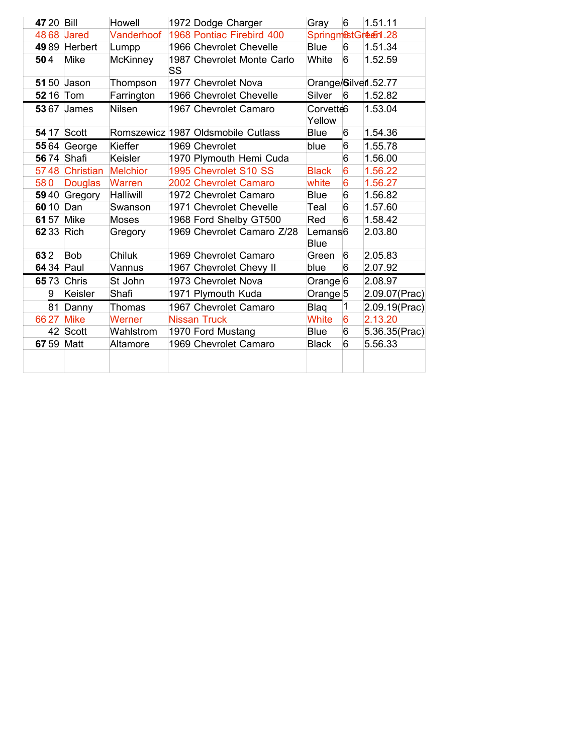| | | | | | | | |
|---|---|---|---|---|---|---|---|
| **47** | 20 | Bill | Howell | 1972 Dodge Charger | Gray | 6 | 1.51.11 |
| 48 | 68 | Jared | Vanderhoof | 1968 Pontiac Firebird 400 | SpringmistGreen | 6 | 1.51.28 |
| **49** | 89 | Herbert | Lumpp | 1966 Chevrolet Chevelle | Blue | 6 | 1.51.34 |
| **50** | 4 | Mike | McKinney | 1987 Chevrolet Monte Carlo SS | White | 6 | 1.52.59 |
| **51** | 50 | Jason | Thompson | 1977 Chevrolet Nova | Orange/Silver | 6 | 1.52.77 |
| **52** | 16 | Tom | Farrington | 1966 Chevrolet Chevelle | Silver | 6 | 1.52.82 |
| **53** | 67 | James | Nilsen | 1967 Chevrolet Camaro | Corvette Yellow | 6 | 1.53.04 |
| **54** | 17 | Scott | Romszewicz | 1987 Oldsmobile Cutlass | Blue | 6 | 1.54.36 |
| **55** | 64 | George | Kieffer | 1969 Chevrolet | blue | 6 | 1.55.78 |
| **56** | 74 | Shafi | Keisler | 1970 Plymouth Hemi Cuda | | 6 | 1.56.00 |
| 57 | 48 | Christian | Melchior | 1995 Chevrolet S10 SS | Black | 6 | 1.56.22 |
| 58 | 0 | Douglas | Warren | 2002 Chevrolet Camaro | white | 6 | 1.56.27 |
| **59** | 40 | Gregory | Halliwill | 1972 Chevrolet Camaro | Blue | 6 | 1.56.82 |
| **60** | 10 | Dan | Swanson | 1971 Chevrolet Chevelle | Teal | 6 | 1.57.60 |
| **61** | 57 | Mike | Moses | 1968 Ford Shelby GT500 | Red | 6 | 1.58.42 |
| **62** | 33 | Rich | Gregory | 1969 Chevrolet Camaro Z/28 | Lemans Blue | 6 | 2.03.80 |
| **63** | 2 | Bob | Chiluk | 1969 Chevrolet Camaro | Green | 6 | 2.05.83 |
| **64** | 34 | Paul | Vannus | 1967 Chevrolet Chevy II | blue | 6 | 2.07.92 |
| **65** | 73 | Chris | St John | 1973 Chevrolet Nova | Orange | 6 | 2.08.97 |
| | 9 | Keisler | Shafi | 1971 Plymouth Kuda | Orange | 5 | 2.09.07(Prac) |
| | 81 | Danny | Thomas | 1967 Chevrolet Camaro | Blaq | 1 | 2.09.19(Prac) |
| 66 | 27 | Mike | Werner | Nissan Truck | White | 6 | 2.13.20 |
| | 42 | Scott | Wahlstrom | 1970 Ford Mustang | Blue | 6 | 5.36.35(Prac) |
| **67** | 59 | Matt | Altamore | 1969 Chevrolet Camaro | Black | 6 | 5.56.33 |